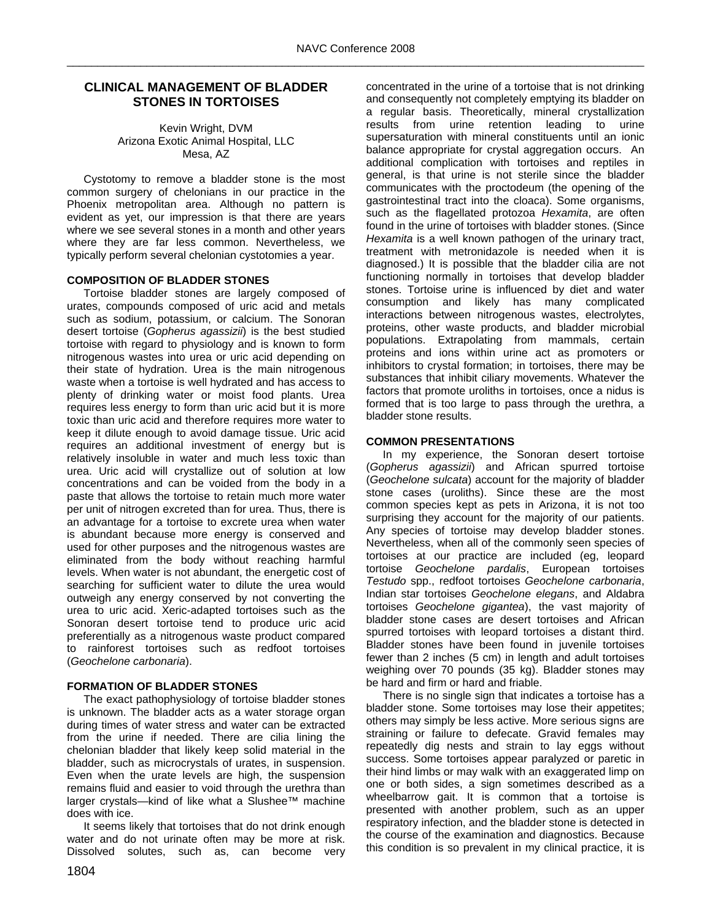# CLINICAL MANAGEMENT OF BLADDER STONES IN TORTOISES

Kevin Wright, DVM
Arizona Exotic Animal Hospital, LLC
Mesa, AZ

Cystotomy to remove a bladder stone is the most common surgery of chelonians in our practice in the Phoenix metropolitan area. Although no pattern is evident as yet, our impression is that there are years where we see several stones in a month and other years where they are far less common. Nevertheless, we typically perform several chelonian cystotomies a year.

## COMPOSITION OF BLADDER STONES

Tortoise bladder stones are largely composed of urates, compounds composed of uric acid and metals such as sodium, potassium, or calcium. The Sonoran desert tortoise (*Gopherus agassizii*) is the best studied tortoise with regard to physiology and is known to form nitrogenous wastes into urea or uric acid depending on their state of hydration. Urea is the main nitrogenous waste when a tortoise is well hydrated and has access to plenty of drinking water or moist food plants. Urea requires less energy to form than uric acid but it is more toxic than uric acid and therefore requires more water to keep it dilute enough to avoid damage tissue. Uric acid requires an additional investment of energy but is relatively insoluble in water and much less toxic than urea. Uric acid will crystallize out of solution at low concentrations and can be voided from the body in a paste that allows the tortoise to retain much more water per unit of nitrogen excreted than for urea. Thus, there is an advantage for a tortoise to excrete urea when water is abundant because more energy is conserved and used for other purposes and the nitrogenous wastes are eliminated from the body without reaching harmful levels. When water is not abundant, the energetic cost of searching for sufficient water to dilute the urea would outweigh any energy conserved by not converting the urea to uric acid. Xeric-adapted tortoises such as the Sonoran desert tortoise tend to produce uric acid preferentially as a nitrogenous waste product compared to rainforest tortoises such as redfoot tortoises (*Geochelone carbonaria*).

## FORMATION OF BLADDER STONES

The exact pathophysiology of tortoise bladder stones is unknown. The bladder acts as a water storage organ during times of water stress and water can be extracted from the urine if needed. There are cilia lining the chelonian bladder that likely keep solid material in the bladder, such as microcrystals of urates, in suspension. Even when the urate levels are high, the suspension remains fluid and easier to void through the urethra than larger crystals—kind of like what a Slushee™ machine does with ice.

It seems likely that tortoises that do not drink enough water and do not urinate often may be more at risk. Dissolved solutes, such as, can become very concentrated in the urine of a tortoise that is not drinking and consequently not completely emptying its bladder on a regular basis. Theoretically, mineral crystallization results from urine retention leading to urine supersaturation with mineral constituents until an ionic balance appropriate for crystal aggregation occurs. An additional complication with tortoises and reptiles in general, is that urine is not sterile since the bladder communicates with the proctodeum (the opening of the gastrointestinal tract into the cloaca). Some organisms, such as the flagellated protozoa *Hexamita*, are often found in the urine of tortoises with bladder stones. (Since *Hexamita* is a well known pathogen of the urinary tract, treatment with metronidazole is needed when it is diagnosed.) It is possible that the bladder cilia are not functioning normally in tortoises that develop bladder stones. Tortoise urine is influenced by diet and water consumption and likely has many complicated interactions between nitrogenous wastes, electrolytes, proteins, other waste products, and bladder microbial populations. Extrapolating from mammals, certain proteins and ions within urine act as promoters or inhibitors to crystal formation; in tortoises, there may be substances that inhibit ciliary movements. Whatever the factors that promote uroliths in tortoises, once a nidus is formed that is too large to pass through the urethra, a bladder stone results.

## COMMON PRESENTATIONS

In my experience, the Sonoran desert tortoise (*Gopherus agassizii*) and African spurred tortoise (*Geochelone sulcata*) account for the majority of bladder stone cases (uroliths). Since these are the most common species kept as pets in Arizona, it is not too surprising they account for the majority of our patients. Any species of tortoise may develop bladder stones. Nevertheless, when all of the commonly seen species of tortoises at our practice are included (eg, leopard tortoise *Geochelone pardalis*, European tortoises *Testudo* spp., redfoot tortoises *Geochelone carbonaria*, Indian star tortoises *Geochelone elegans*, and Aldabra tortoises *Geochelone gigantea*), the vast majority of bladder stone cases are desert tortoises and African spurred tortoises with leopard tortoises a distant third. Bladder stones have been found in juvenile tortoises fewer than 2 inches (5 cm) in length and adult tortoises weighing over 70 pounds (35 kg). Bladder stones may be hard and firm or hard and friable.

There is no single sign that indicates a tortoise has a bladder stone. Some tortoises may lose their appetites; others may simply be less active. More serious signs are straining or failure to defecate. Gravid females may repeatedly dig nests and strain to lay eggs without success. Some tortoises appear paralyzed or paretic in their hind limbs or may walk with an exaggerated limp on one or both sides, a sign sometimes described as a wheelbarrow gait. It is common that a tortoise is presented with another problem, such as an upper respiratory infection, and the bladder stone is detected in the course of the examination and diagnostics. Because this condition is so prevalent in my clinical practice, it is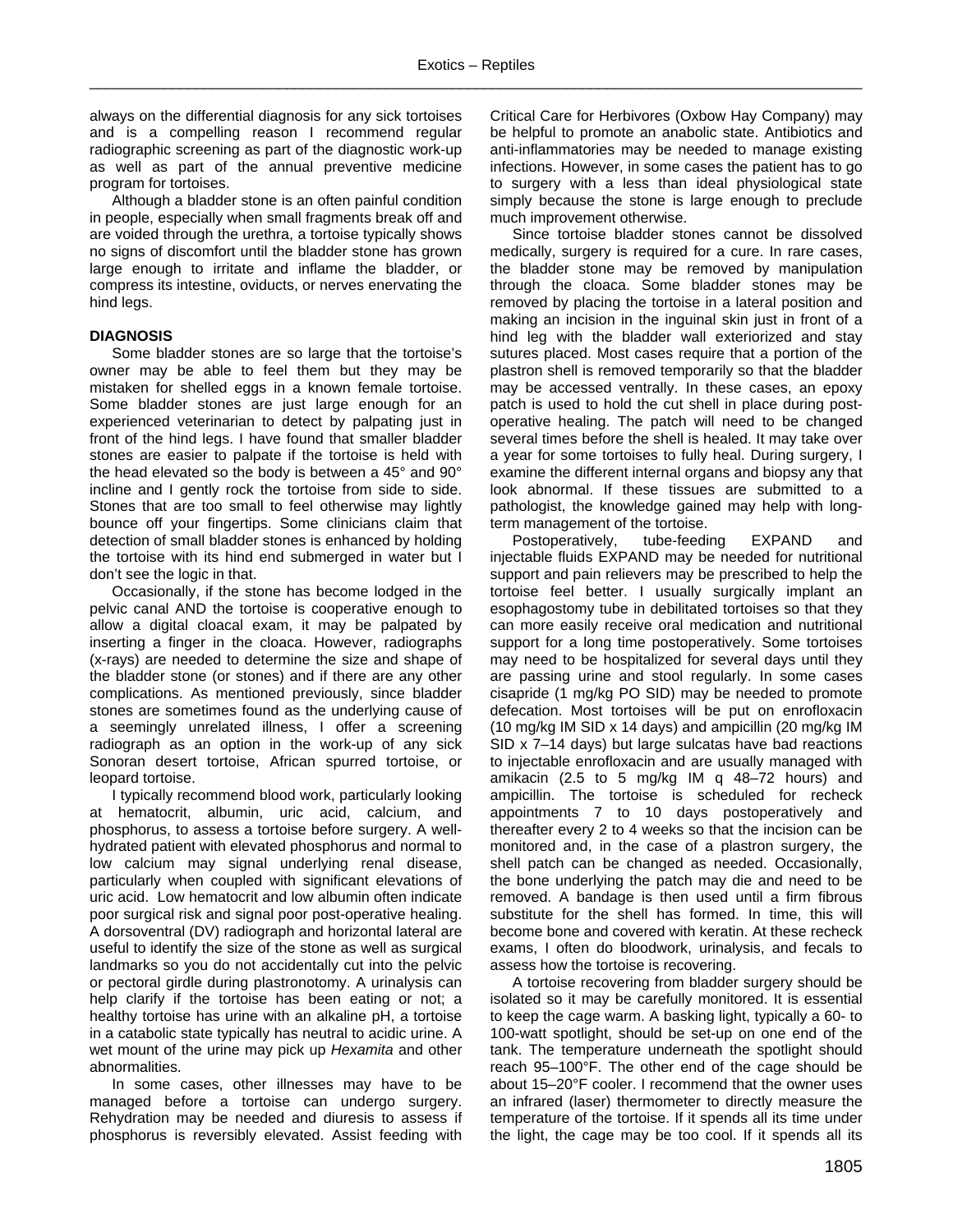always on the differential diagnosis for any sick tortoises and is a compelling reason I recommend regular radiographic screening as part of the diagnostic work-up as well as part of the annual preventive medicine program for tortoises.

Although a bladder stone is an often painful condition in people, especially when small fragments break off and are voided through the urethra, a tortoise typically shows no signs of discomfort until the bladder stone has grown large enough to irritate and inflame the bladder, or compress its intestine, oviducts, or nerves enervating the hind legs.

**DIAGNOSIS**

Some bladder stones are so large that the tortoise's owner may be able to feel them but they may be mistaken for shelled eggs in a known female tortoise. Some bladder stones are just large enough for an experienced veterinarian to detect by palpating just in front of the hind legs. I have found that smaller bladder stones are easier to palpate if the tortoise is held with the head elevated so the body is between a 45° and 90° incline and I gently rock the tortoise from side to side. Stones that are too small to feel otherwise may lightly bounce off your fingertips. Some clinicians claim that detection of small bladder stones is enhanced by holding the tortoise with its hind end submerged in water but I don't see the logic in that.

Occasionally, if the stone has become lodged in the pelvic canal AND the tortoise is cooperative enough to allow a digital cloacal exam, it may be palpated by inserting a finger in the cloaca. However, radiographs (x-rays) are needed to determine the size and shape of the bladder stone (or stones) and if there are any other complications. As mentioned previously, since bladder stones are sometimes found as the underlying cause of a seemingly unrelated illness, I offer a screening radiograph as an option in the work-up of any sick Sonoran desert tortoise, African spurred tortoise, or leopard tortoise.

I typically recommend blood work, particularly looking at hematocrit, albumin, uric acid, calcium, and phosphorus, to assess a tortoise before surgery. A well-hydrated patient with elevated phosphorus and normal to low calcium may signal underlying renal disease, particularly when coupled with significant elevations of uric acid. Low hematocrit and low albumin often indicate poor surgical risk and signal poor post-operative healing. A dorsoventral (DV) radiograph and horizontal lateral are useful to identify the size of the stone as well as surgical landmarks so you do not accidentally cut into the pelvic or pectoral girdle during plastronotomy. A urinalysis can help clarify if the tortoise has been eating or not; a healthy tortoise has urine with an alkaline pH, a tortoise in a catabolic state typically has neutral to acidic urine. A wet mount of the urine may pick up *Hexamita* and other abnormalities.

In some cases, other illnesses may have to be managed before a tortoise can undergo surgery. Rehydration may be needed and diuresis to assess if phosphorus is reversibly elevated. Assist feeding with Critical Care for Herbivores (Oxbow Hay Company) may be helpful to promote an anabolic state. Antibiotics and anti-inflammatories may be needed to manage existing infections. However, in some cases the patient has to go to surgery with a less than ideal physiological state simply because the stone is large enough to preclude much improvement otherwise.

Since tortoise bladder stones cannot be dissolved medically, surgery is required for a cure. In rare cases, the bladder stone may be removed by manipulation through the cloaca. Some bladder stones may be removed by placing the tortoise in a lateral position and making an incision in the inguinal skin just in front of a hind leg with the bladder wall exteriorized and stay sutures placed. Most cases require that a portion of the plastron shell is removed temporarily so that the bladder may be accessed ventrally. In these cases, an epoxy patch is used to hold the cut shell in place during post-operative healing. The patch will need to be changed several times before the shell is healed. It may take over a year for some tortoises to fully heal. During surgery, I examine the different internal organs and biopsy any that look abnormal. If these tissues are submitted to a pathologist, the knowledge gained may help with long-term management of the tortoise.

Postoperatively, tube-feeding EXPAND and injectable fluids EXPAND may be needed for nutritional support and pain relievers may be prescribed to help the tortoise feel better. I usually surgically implant an esophagostomy tube in debilitated tortoises so that they can more easily receive oral medication and nutritional support for a long time postoperatively. Some tortoises may need to be hospitalized for several days until they are passing urine and stool regularly. In some cases cisapride (1 mg/kg PO SID) may be needed to promote defecation. Most tortoises will be put on enrofloxacin (10 mg/kg IM SID x 14 days) and ampicillin (20 mg/kg IM SID x 7–14 days) but large sulcatas have bad reactions to injectable enrofloxacin and are usually managed with amikacin (2.5 to 5 mg/kg IM q 48–72 hours) and ampicillin. The tortoise is scheduled for recheck appointments 7 to 10 days postoperatively and thereafter every 2 to 4 weeks so that the incision can be monitored and, in the case of a plastron surgery, the shell patch can be changed as needed. Occasionally, the bone underlying the patch may die and need to be removed. A bandage is then used until a firm fibrous substitute for the shell has formed. In time, this will become bone and covered with keratin. At these recheck exams, I often do bloodwork, urinalysis, and fecals to assess how the tortoise is recovering.

A tortoise recovering from bladder surgery should be isolated so it may be carefully monitored. It is essential to keep the cage warm. A basking light, typically a 60- to 100-watt spotlight, should be set-up on one end of the tank. The temperature underneath the spotlight should reach 95–100°F. The other end of the cage should be about 15–20°F cooler. I recommend that the owner uses an infrared (laser) thermometer to directly measure the temperature of the tortoise. If it spends all its time under the light, the cage may be too cool. If it spends all its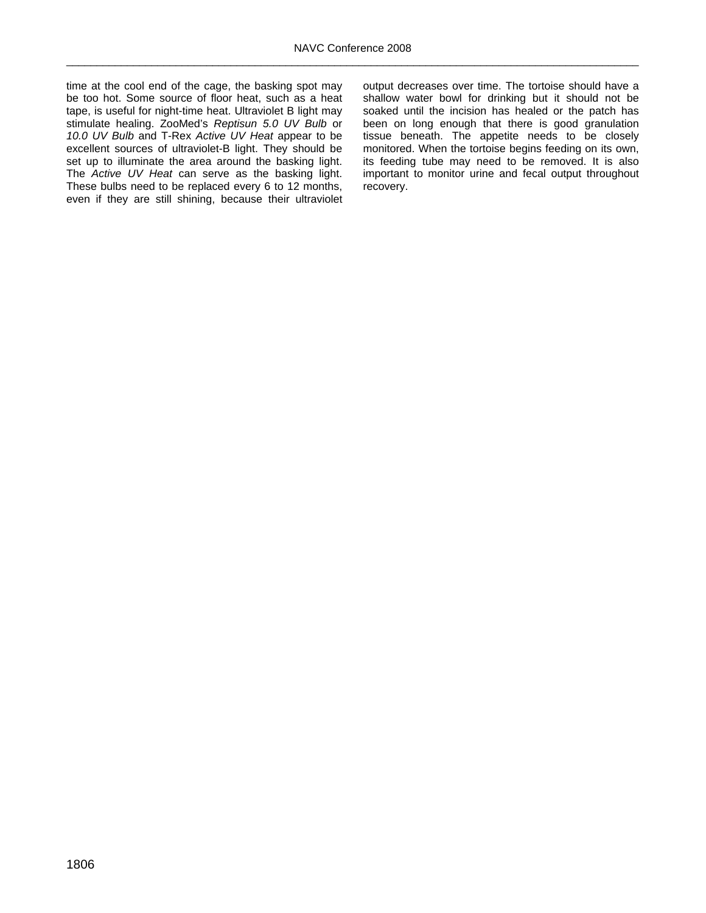time at the cool end of the cage, the basking spot may be too hot. Some source of floor heat, such as a heat tape, is useful for night-time heat. Ultraviolet B light may stimulate healing. ZooMed's *Reptisun 5.0 UV Bulb* or *10.0 UV Bulb* and T-Rex *Active UV Heat* appear to be excellent sources of ultraviolet-B light. They should be set up to illuminate the area around the basking light. The *Active UV Heat* can serve as the basking light. These bulbs need to be replaced every 6 to 12 months, even if they are still shining, because their ultraviolet output decreases over time. The tortoise should have a shallow water bowl for drinking but it should not be soaked until the incision has healed or the patch has been on long enough that there is good granulation tissue beneath. The appetite needs to be closely monitored. When the tortoise begins feeding on its own, its feeding tube may need to be removed. It is also important to monitor urine and fecal output throughout recovery.